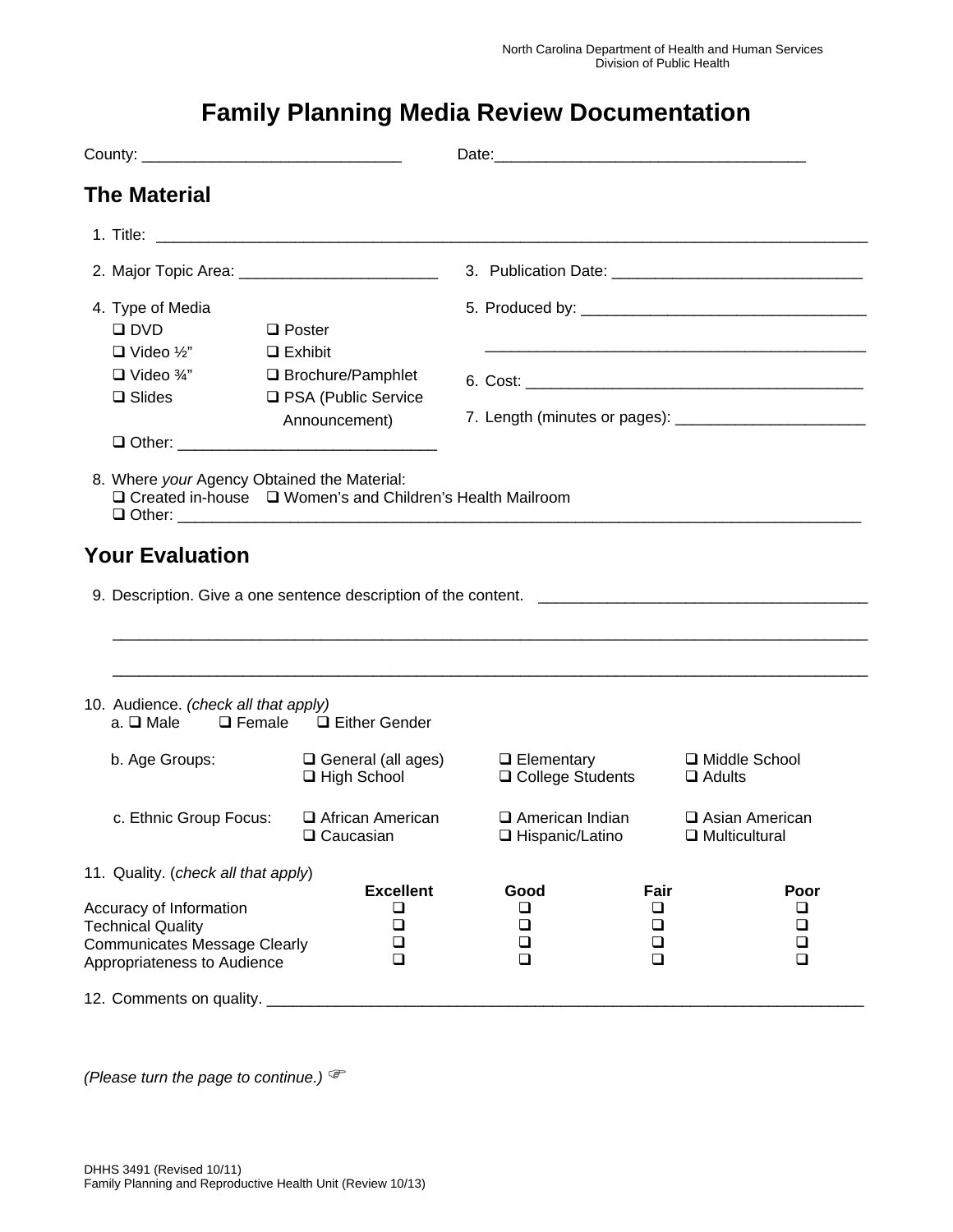North Carolina Department of Health and Human Services
Division of Public Health

# Family Planning Media Review Documentation

County: ______________________________ Date:____________________________________

## The Material

1. Title: ________________________________________________________________________________

2. Major Topic Area: _______________________

3. Publication Date: _____________________________

4. Type of Media
   - ❑ DVD
   - ❑ Video ½"
   - ❑ Video ¾"
   - ❑ Slides
   - ❑ Poster
   - ❑ Exhibit
   - ❑ Brochure/Pamphlet
   - ❑ PSA (Public Service Announcement)
   - ❑ Other: ______________________________

5. Produced by: _________________________________

   _____________________________________________

6. Cost: _______________________________________

7. Length (minutes or pages): ______________________

8. Where *your* Agency Obtained the Material:
   ❑ Created in-house ❑ Women's and Children's Health Mailroom
   ❑ Other: ________________________________________________________________________________

## Your Evaluation

9. Description. Give a one sentence description of the content. ______________________________________

   ________________________________________________________________________________________

   ________________________________________________________________________________________

10. Audience. *(check all that apply)*

    a. ❑ Male ❑ Female ❑ Either Gender

    b. Age Groups: ❑ General (all ages) ❑ Elementary ❑ Middle School ❑ High School ❑ College Students ❑ Adults

    c. Ethnic Group Focus: ❑ African American ❑ American Indian ❑ Asian American ❑ Caucasian ❑ Hispanic/Latino ❑ Multicultural

11. Quality. (*check all that apply*)

| | Excellent | Good | Fair | Poor |
|---|---|---|---|---|
| Accuracy of Information | ❑ | ❑ | ❑ | ❑ |
| Technical Quality | ❑ | ❑ | ❑ | ❑ |
| Communicates Message Clearly | ❑ | ❑ | ❑ | ❑ |
| Appropriateness to Audience | ❑ | ❑ | ❑ | ❑ |

12. Comments on quality. ________________________________________________________________________

*(Please turn the page to continue.)* ☞

DHHS 3491 (Revised 10/11)
Family Planning and Reproductive Health Unit (Review 10/13)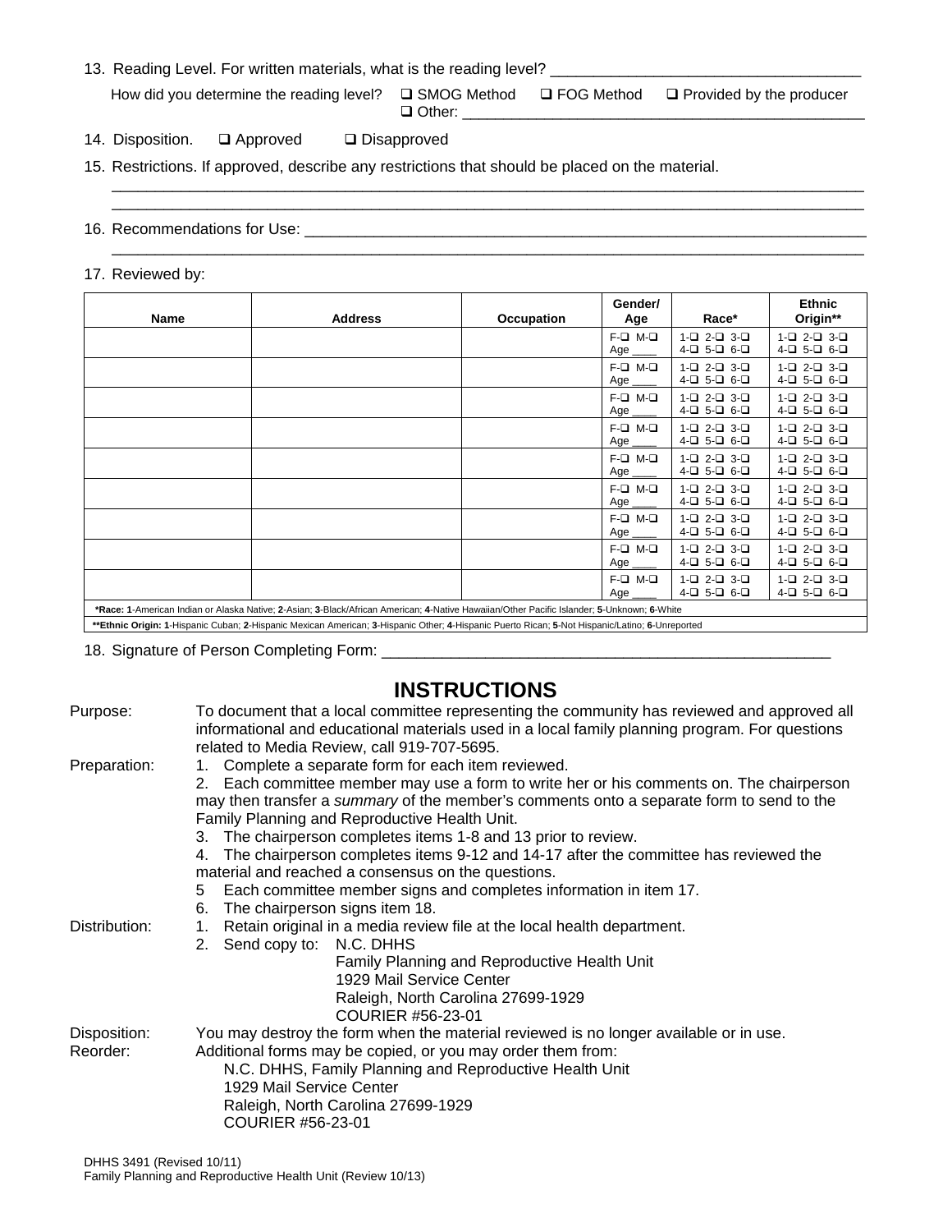13. Reading Level. For written materials, what is the reading level? ___________________________________

How did you determine the reading level? ❑ SMOG Method ❑ FOG Method ❑ Provided by the producer ❑ Other: _______________________________________________

14. Disposition. ❑ Approved ❑ Disapproved

15. Restrictions. If approved, describe any restrictions that should be placed on the material.

_______________________________________________________________________________________

_______________________________________________________________________________________

16. Recommendations for Use: ___________________________________________________________________

_______________________________________________________________________________________

17. Reviewed by:

| Name | Address | Occupation | Gender/ Age | Race* | Ethnic Origin** |
|---|---|---|---|---|---|
| | | | F-❑ M-❑ Age ____ | 1-❑ 2-❑ 3-❑ 4-❑ 5-❑ 6-❑ | 1-❑ 2-❑ 3-❑ 4-❑ 5-❑ 6-❑ |
| | | | F-❑ M-❑ Age ____ | 1-❑ 2-❑ 3-❑ 4-❑ 5-❑ 6-❑ | 1-❑ 2-❑ 3-❑ 4-❑ 5-❑ 6-❑ |
| | | | F-❑ M-❑ Age ____ | 1-❑ 2-❑ 3-❑ 4-❑ 5-❑ 6-❑ | 1-❑ 2-❑ 3-❑ 4-❑ 5-❑ 6-❑ |
| | | | F-❑ M-❑ Age ____ | 1-❑ 2-❑ 3-❑ 4-❑ 5-❑ 6-❑ | 1-❑ 2-❑ 3-❑ 4-❑ 5-❑ 6-❑ |
| | | | F-❑ M-❑ Age ____ | 1-❑ 2-❑ 3-❑ 4-❑ 5-❑ 6-❑ | 1-❑ 2-❑ 3-❑ 4-❑ 5-❑ 6-❑ |
| | | | F-❑ M-❑ Age ____ | 1-❑ 2-❑ 3-❑ 4-❑ 5-❑ 6-❑ | 1-❑ 2-❑ 3-❑ 4-❑ 5-❑ 6-❑ |
| | | | F-❑ M-❑ Age ____ | 1-❑ 2-❑ 3-❑ 4-❑ 5-❑ 6-❑ | 1-❑ 2-❑ 3-❑ 4-❑ 5-❑ 6-❑ |
| | | | F-❑ M-❑ Age ____ | 1-❑ 2-❑ 3-❑ 4-❑ 5-❑ 6-❑ | 1-❑ 2-❑ 3-❑ 4-❑ 5-❑ 6-❑ |
| | | | F-❑ M-❑ Age ____ | 1-❑ 2-❑ 3-❑ 4-❑ 5-❑ 6-❑ | 1-❑ 2-❑ 3-❑ 4-❑ 5-❑ 6-❑ |

**\*Race: 1**-American Indian or Alaska Native; **2**-Asian; **3**-Black/African American; **4**-Native Hawaiian/Other Pacific Islander; **5**-Unknown; **6**-White

**\*\*Ethnic Origin: 1**-Hispanic Cuban; **2**-Hispanic Mexican American; **3**-Hispanic Other; **4**-Hispanic Puerto Rican; **5**-Not Hispanic/Latino; **6**-Unreported

18. Signature of Person Completing Form: _____________________________________________________

## INSTRUCTIONS

**Purpose:** To document that a local committee representing the community has reviewed and approved all informational and educational materials used in a local family planning program. For questions related to Media Review, call 919-707-5695.

**Preparation:**
1. Complete a separate form for each item reviewed.
2. Each committee member may use a form to write her or his comments on. The chairperson may then transfer a *summary* of the member's comments onto a separate form to send to the Family Planning and Reproductive Health Unit.
3. The chairperson completes items 1-8 and 13 prior to review.
4. The chairperson completes items 9-12 and 14-17 after the committee has reviewed the material and reached a consensus on the questions.
5. Each committee member signs and completes information in item 17.
6. The chairperson signs item 18.

**Distribution:**
1. Retain original in a media review file at the local health department.
2. Send copy to: N.C. DHHS
   Family Planning and Reproductive Health Unit
   1929 Mail Service Center
   Raleigh, North Carolina 27699-1929
   COURIER #56-23-01

**Disposition:** You may destroy the form when the material reviewed is no longer available or in use.

**Reorder:** Additional forms may be copied, or you may order them from:
N.C. DHHS, Family Planning and Reproductive Health Unit
1929 Mail Service Center
Raleigh, North Carolina 27699-1929
COURIER #56-23-01

DHHS 3491 (Revised 10/11)
Family Planning and Reproductive Health Unit (Review 10/13)